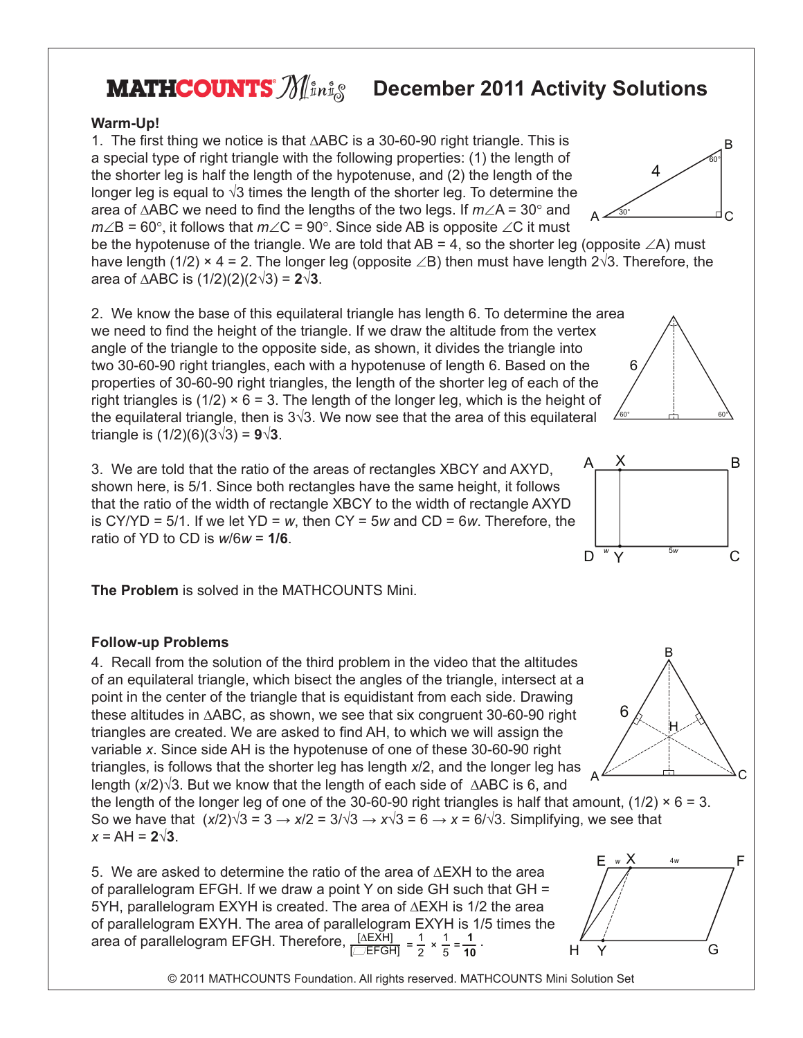# MATHCOUNTS Minis — December 2011 Activity Solutions

**Warm-Up!**

1. The first thing we notice is that $\triangle ABC$ is a 30-60-90 right triangle. This is a special type of right triangle with the following properties: (1) the length of the shorter leg is half the length of the hypotenuse, and (2) the length of the longer leg is equal to $\sqrt{3}$ times the length of the shorter leg. To determine the area of $\triangle ABC$ we need to find the lengths of the two legs. If $m\angle A = 30°$ and $m\angle B = 60°$, it follows that $m\angle C = 90°$. Since side AB is opposite $\angle C$ it must be the hypotenuse of the triangle. We are told that AB = 4, so the shorter leg (opposite $\angle A$) must have length $(1/2) \times 4 = 2$. The longer leg (opposite $\angle B$) then must have length $2\sqrt{3}$. Therefore, the area of $\triangle ABC$ is $(1/2)(2)(2\sqrt{3}) =$ $\mathbf{2\sqrt{3}}$.

2. We know the base of this equilateral triangle has length 6. To determine the area we need to find the height of the triangle. If we draw the altitude from the vertex angle of the triangle to the opposite side, as shown, it divides the triangle into two 30-60-90 right triangles, each with a hypotenuse of length 6. Based on the properties of 30-60-90 right triangles, the length of the shorter leg of each of the right triangles is $(1/2) \times 6 = 3$. The length of the longer leg, which is the height of the equilateral triangle, then is $3\sqrt{3}$. We now see that the area of this equilateral triangle is $(1/2)(6)(3\sqrt{3}) =$ $\mathbf{9\sqrt{3}}$.

3. We are told that the ratio of the areas of rectangles XBCY and AXYD, shown here, is 5/1. Since both rectangles have the same height, it follows that the ratio of the width of rectangle XBCY to the width of rectangle AXYD is CY/YD = 5/1. If we let YD = $w$, then CY = $5w$ and CD = $6w$. Therefore, the ratio of YD to CD is $w/6w =$ **1/6**.

**The Problem** is solved in the MATHCOUNTS Mini.

**Follow-up Problems**

4. Recall from the solution of the third problem in the video that the altitudes of an equilateral triangle, which bisect the angles of the triangle, intersect at a point in the center of the triangle that is equidistant from each side. Drawing these altitudes in $\triangle ABC$, as shown, we see that six congruent 30-60-90 right triangles are created. We are asked to find AH, to which we will assign the variable $x$. Since side AH is the hypotenuse of one of these 30-60-90 right triangles, is follows that the shorter leg has length $x/2$, and the longer leg has length $(x/2)\sqrt{3}$. But we know that the length of each side of $\triangle ABC$ is 6, and the length of the longer leg of one of the 30-60-90 right triangles is half that amount, $(1/2) \times 6 = 3$. So we have that $(x/2)\sqrt{3} = 3 \rightarrow x/2 = 3/\sqrt{3} \rightarrow x\sqrt{3} = 6 \rightarrow x = 6/\sqrt{3}$. Simplifying, we see that $x$ = AH = $\mathbf{2\sqrt{3}}$.

5. We are asked to determine the ratio of the area of $\triangle EXH$ to the area of parallelogram EFGH. If we draw a point Y on side GH such that GH = 5YH, parallelogram EXYH is created. The area of $\triangle EXH$ is 1/2 the area of parallelogram EXYH. The area of parallelogram EXYH is 1/5 times the area of parallelogram EFGH. Therefore, $\frac{[\triangle EXH]}{[\square EFGH]} = \frac{1}{2} \times \frac{1}{5} = \mathbf{\frac{1}{10}}$.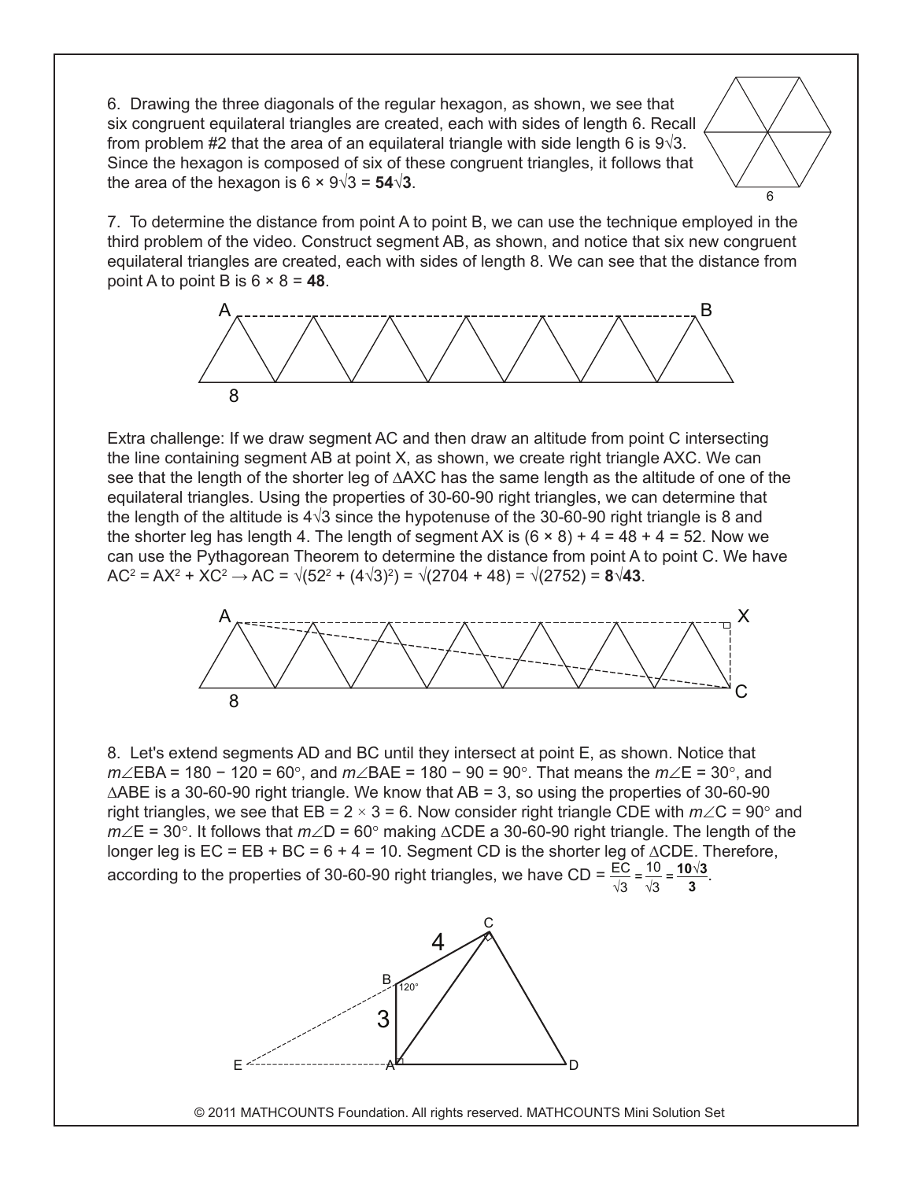6. Drawing the three diagonals of the regular hexagon, as shown, we see that six congruent equilateral triangles are created, each with sides of length 6. Recall from problem #2 that the area of an equilateral triangle with side length 6 is $9\sqrt{3}$. Since the hexagon is composed of six of these congruent triangles, it follows that the area of the hexagon is $6 \times 9\sqrt{3} = \mathbf{54\sqrt{3}}$.

6

7. To determine the distance from point A to point B, we can use the technique employed in the third problem of the video. Construct segment AB, as shown, and notice that six new congruent equilateral triangles are created, each with sides of length 8. We can see that the distance from point A to point B is $6 \times 8 = \mathbf{48}$.

A

B

8

Extra challenge: If we draw segment AC and then draw an altitude from point C intersecting the line containing segment AB at point X, as shown, we create right triangle AXC. We can see that the length of the shorter leg of $\Delta$AXC has the same length as the altitude of one of the equilateral triangles. Using the properties of 30-60-90 right triangles, we can determine that the length of the altitude is $4\sqrt{3}$ since the hypotenuse of the 30-60-90 right triangle is 8 and the shorter leg has length 4. The length of segment AX is $(6 \times 8) + 4 = 48 + 4 = 52$. Now we can use the Pythagorean Theorem to determine the distance from point A to point C. We have $AC^2 = AX^2 + XC^2 \rightarrow AC = \sqrt{(52^2 + (4\sqrt{3})^2)} = \sqrt{(2704 + 48)} = \sqrt{(2752)} = \mathbf{8\sqrt{43}}$.

A

X

C

8

8. Let's extend segments AD and BC until they intersect at point E, as shown. Notice that $m\angle EBA = 180 - 120 = 60°$, and $m\angle BAE = 180 - 90 = 90°$. That means the $m\angle E = 30°$, and $\Delta$ABE is a 30-60-90 right triangle. We know that AB = 3, so using the properties of 30-60-90 right triangles, we see that $EB = 2 \times 3 = 6$. Now consider right triangle CDE with $m\angle C = 90°$ and $m\angle E = 30°$. It follows that $m\angle D = 60°$ making $\Delta$CDE a 30-60-90 right triangle. The length of the longer leg is EC = EB + BC = 6 + 4 = 10. Segment CD is the shorter leg of $\Delta$CDE. Therefore, according to the properties of 30-60-90 right triangles, we have $CD = \frac{EC}{\sqrt{3}} = \frac{10}{\sqrt{3}} = \mathbf{\frac{10\sqrt{3}}{3}}$.

C

4

B

120°

3

E

A

D

© 2011 MATHCOUNTS Foundation. All rights reserved. MATHCOUNTS Mini Solution Set